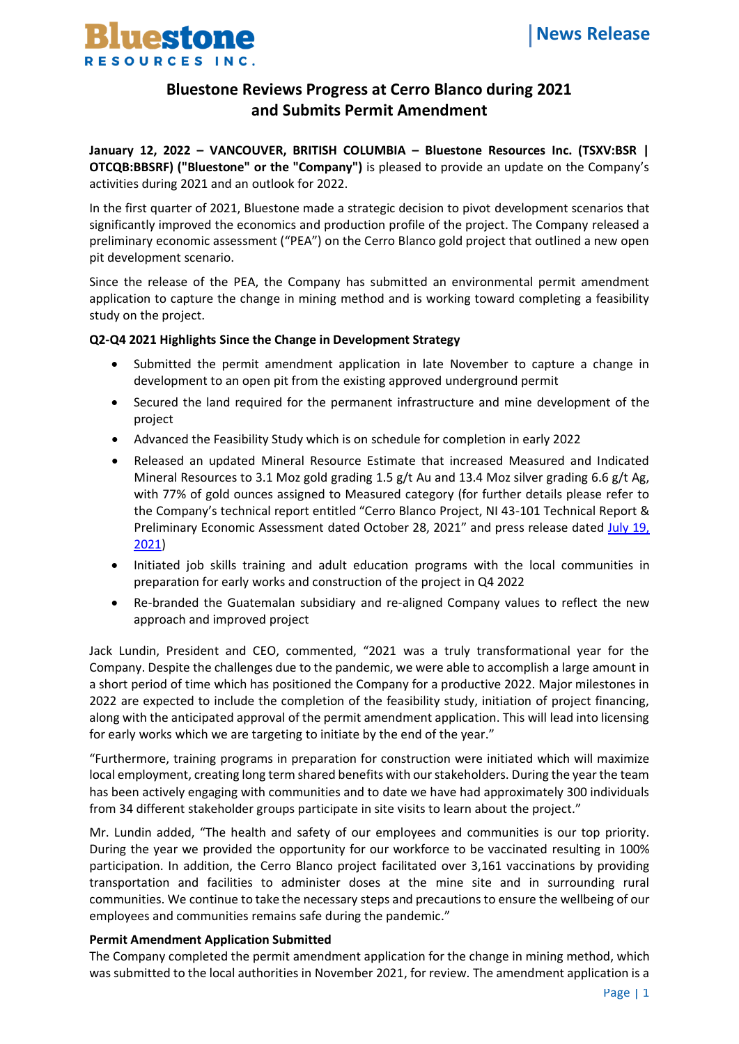Bluestone RESOURCES INC.

News Release

# Bluestone Reviews Progress at Cerro Blanco during 2021 and Submits Permit Amendment

**January 12, 2022 – VANCOUVER, BRITISH COLUMBIA – Bluestone Resources Inc. (TSXV:BSR | OTCQB:BBSRF) ("Bluestone" or the "Company")** is pleased to provide an update on the Company's activities during 2021 and an outlook for 2022.

In the first quarter of 2021, Bluestone made a strategic decision to pivot development scenarios that significantly improved the economics and production profile of the project. The Company released a preliminary economic assessment ("PEA") on the Cerro Blanco gold project that outlined a new open pit development scenario.

Since the release of the PEA, the Company has submitted an environmental permit amendment application to capture the change in mining method and is working toward completing a feasibility study on the project.

**Q2-Q4 2021 Highlights Since the Change in Development Strategy**

- Submitted the permit amendment application in late November to capture a change in development to an open pit from the existing approved underground permit
- Secured the land required for the permanent infrastructure and mine development of the project
- Advanced the Feasibility Study which is on schedule for completion in early 2022
- Released an updated Mineral Resource Estimate that increased Measured and Indicated Mineral Resources to 3.1 Moz gold grading 1.5 g/t Au and 13.4 Moz silver grading 6.6 g/t Ag, with 77% of gold ounces assigned to Measured category (for further details please refer to the Company's technical report entitled "Cerro Blanco Project, NI 43-101 Technical Report & Preliminary Economic Assessment dated October 28, 2021" and press release dated July 19, 2021)
- Initiated job skills training and adult education programs with the local communities in preparation for early works and construction of the project in Q4 2022
- Re-branded the Guatemalan subsidiary and re-aligned Company values to reflect the new approach and improved project

Jack Lundin, President and CEO, commented, "2021 was a truly transformational year for the Company. Despite the challenges due to the pandemic, we were able to accomplish a large amount in a short period of time which has positioned the Company for a productive 2022. Major milestones in 2022 are expected to include the completion of the feasibility study, initiation of project financing, along with the anticipated approval of the permit amendment application. This will lead into licensing for early works which we are targeting to initiate by the end of the year."

"Furthermore, training programs in preparation for construction were initiated which will maximize local employment, creating long term shared benefits with our stakeholders. During the year the team has been actively engaging with communities and to date we have had approximately 300 individuals from 34 different stakeholder groups participate in site visits to learn about the project."

Mr. Lundin added, "The health and safety of our employees and communities is our top priority. During the year we provided the opportunity for our workforce to be vaccinated resulting in 100% participation. In addition, the Cerro Blanco project facilitated over 3,161 vaccinations by providing transportation and facilities to administer doses at the mine site and in surrounding rural communities. We continue to take the necessary steps and precautions to ensure the wellbeing of our employees and communities remains safe during the pandemic."

**Permit Amendment Application Submitted**

The Company completed the permit amendment application for the change in mining method, which was submitted to the local authorities in November 2021, for review. The amendment application is a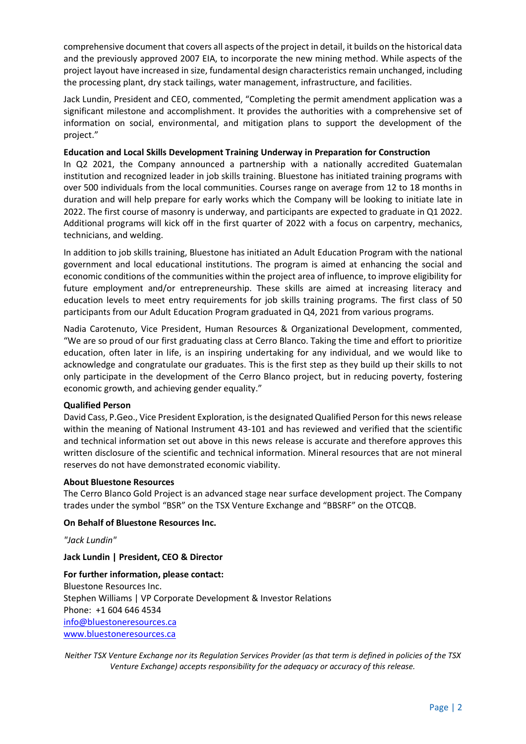comprehensive document that covers all aspects of the project in detail, it builds on the historical data and the previously approved 2007 EIA, to incorporate the new mining method. While aspects of the project layout have increased in size, fundamental design characteristics remain unchanged, including the processing plant, dry stack tailings, water management, infrastructure, and facilities.

Jack Lundin, President and CEO, commented, "Completing the permit amendment application was a significant milestone and accomplishment. It provides the authorities with a comprehensive set of information on social, environmental, and mitigation plans to support the development of the project."

**Education and Local Skills Development Training Underway in Preparation for Construction**

In Q2 2021, the Company announced a partnership with a nationally accredited Guatemalan institution and recognized leader in job skills training. Bluestone has initiated training programs with over 500 individuals from the local communities. Courses range on average from 12 to 18 months in duration and will help prepare for early works which the Company will be looking to initiate late in 2022. The first course of masonry is underway, and participants are expected to graduate in Q1 2022. Additional programs will kick off in the first quarter of 2022 with a focus on carpentry, mechanics, technicians, and welding.

In addition to job skills training, Bluestone has initiated an Adult Education Program with the national government and local educational institutions. The program is aimed at enhancing the social and economic conditions of the communities within the project area of influence, to improve eligibility for future employment and/or entrepreneurship. These skills are aimed at increasing literacy and education levels to meet entry requirements for job skills training programs. The first class of 50 participants from our Adult Education Program graduated in Q4, 2021 from various programs.

Nadia Carotenuto, Vice President, Human Resources & Organizational Development, commented, "We are so proud of our first graduating class at Cerro Blanco. Taking the time and effort to prioritize education, often later in life, is an inspiring undertaking for any individual, and we would like to acknowledge and congratulate our graduates. This is the first step as they build up their skills to not only participate in the development of the Cerro Blanco project, but in reducing poverty, fostering economic growth, and achieving gender equality."

**Qualified Person**

David Cass, P.Geo., Vice President Exploration, is the designated Qualified Person for this news release within the meaning of National Instrument 43-101 and has reviewed and verified that the scientific and technical information set out above in this news release is accurate and therefore approves this written disclosure of the scientific and technical information. Mineral resources that are not mineral reserves do not have demonstrated economic viability.

**About Bluestone Resources**

The Cerro Blanco Gold Project is an advanced stage near surface development project. The Company trades under the symbol "BSR" on the TSX Venture Exchange and "BBSRF" on the OTCQB.

**On Behalf of Bluestone Resources Inc.**

*"Jack Lundin"*

**Jack Lundin | President, CEO & Director**

**For further information, please contact:**
Bluestone Resources Inc.
Stephen Williams | VP Corporate Development & Investor Relations
Phone: +1 604 646 4534
info@bluestoneresources.ca
www.bluestoneresources.ca

*Neither TSX Venture Exchange nor its Regulation Services Provider (as that term is defined in policies of the TSX Venture Exchange) accepts responsibility for the adequacy or accuracy of this release.*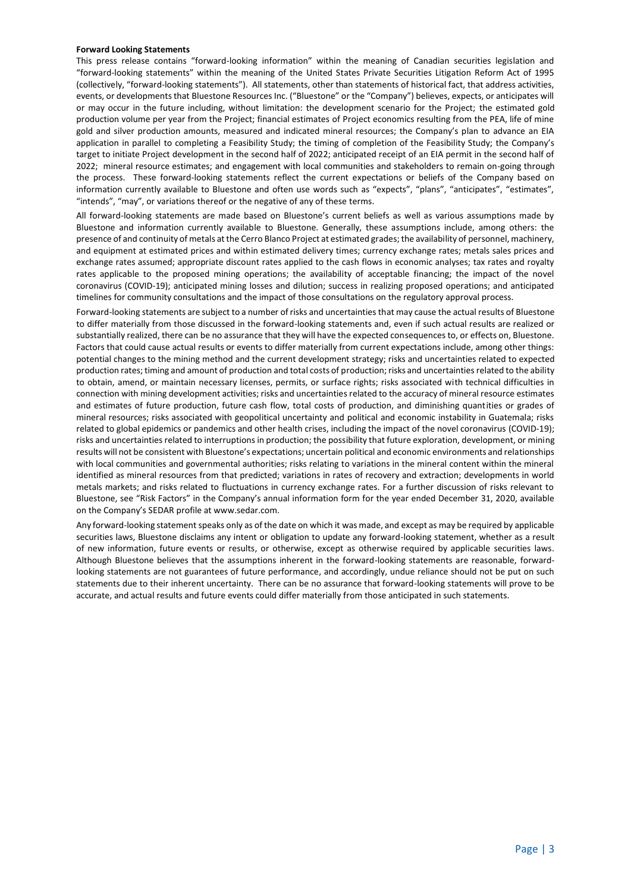**Forward Looking Statements**

This press release contains "forward-looking information" within the meaning of Canadian securities legislation and "forward-looking statements" within the meaning of the United States Private Securities Litigation Reform Act of 1995 (collectively, "forward-looking statements"). All statements, other than statements of historical fact, that address activities, events, or developments that Bluestone Resources Inc. ("Bluestone" or the "Company") believes, expects, or anticipates will or may occur in the future including, without limitation: the development scenario for the Project; the estimated gold production volume per year from the Project; financial estimates of Project economics resulting from the PEA, life of mine gold and silver production amounts, measured and indicated mineral resources; the Company's plan to advance an EIA application in parallel to completing a Feasibility Study; the timing of completion of the Feasibility Study; the Company's target to initiate Project development in the second half of 2022; anticipated receipt of an EIA permit in the second half of 2022; mineral resource estimates; and engagement with local communities and stakeholders to remain on-going through the process. These forward-looking statements reflect the current expectations or beliefs of the Company based on information currently available to Bluestone and often use words such as "expects", "plans", "anticipates", "estimates", "intends", "may", or variations thereof or the negative of any of these terms.

All forward-looking statements are made based on Bluestone's current beliefs as well as various assumptions made by Bluestone and information currently available to Bluestone. Generally, these assumptions include, among others: the presence of and continuity of metals at the Cerro Blanco Project at estimated grades; the availability of personnel, machinery, and equipment at estimated prices and within estimated delivery times; currency exchange rates; metals sales prices and exchange rates assumed; appropriate discount rates applied to the cash flows in economic analyses; tax rates and royalty rates applicable to the proposed mining operations; the availability of acceptable financing; the impact of the novel coronavirus (COVID-19); anticipated mining losses and dilution; success in realizing proposed operations; and anticipated timelines for community consultations and the impact of those consultations on the regulatory approval process.

Forward-looking statements are subject to a number of risks and uncertainties that may cause the actual results of Bluestone to differ materially from those discussed in the forward-looking statements and, even if such actual results are realized or substantially realized, there can be no assurance that they will have the expected consequences to, or effects on, Bluestone. Factors that could cause actual results or events to differ materially from current expectations include, among other things: potential changes to the mining method and the current development strategy; risks and uncertainties related to expected production rates; timing and amount of production and total costs of production; risks and uncertainties related to the ability to obtain, amend, or maintain necessary licenses, permits, or surface rights; risks associated with technical difficulties in connection with mining development activities; risks and uncertainties related to the accuracy of mineral resource estimates and estimates of future production, future cash flow, total costs of production, and diminishing quantities or grades of mineral resources; risks associated with geopolitical uncertainty and political and economic instability in Guatemala; risks related to global epidemics or pandemics and other health crises, including the impact of the novel coronavirus (COVID-19); risks and uncertainties related to interruptions in production; the possibility that future exploration, development, or mining results will not be consistent with Bluestone's expectations; uncertain political and economic environments and relationships with local communities and governmental authorities; risks relating to variations in the mineral content within the mineral identified as mineral resources from that predicted; variations in rates of recovery and extraction; developments in world metals markets; and risks related to fluctuations in currency exchange rates. For a further discussion of risks relevant to Bluestone, see "Risk Factors" in the Company's annual information form for the year ended December 31, 2020, available on the Company's SEDAR profile at www.sedar.com.

Any forward-looking statement speaks only as of the date on which it was made, and except as may be required by applicable securities laws, Bluestone disclaims any intent or obligation to update any forward-looking statement, whether as a result of new information, future events or results, or otherwise, except as otherwise required by applicable securities laws. Although Bluestone believes that the assumptions inherent in the forward-looking statements are reasonable, forward-looking statements are not guarantees of future performance, and accordingly, undue reliance should not be put on such statements due to their inherent uncertainty. There can be no assurance that forward-looking statements will prove to be accurate, and actual results and future events could differ materially from those anticipated in such statements.